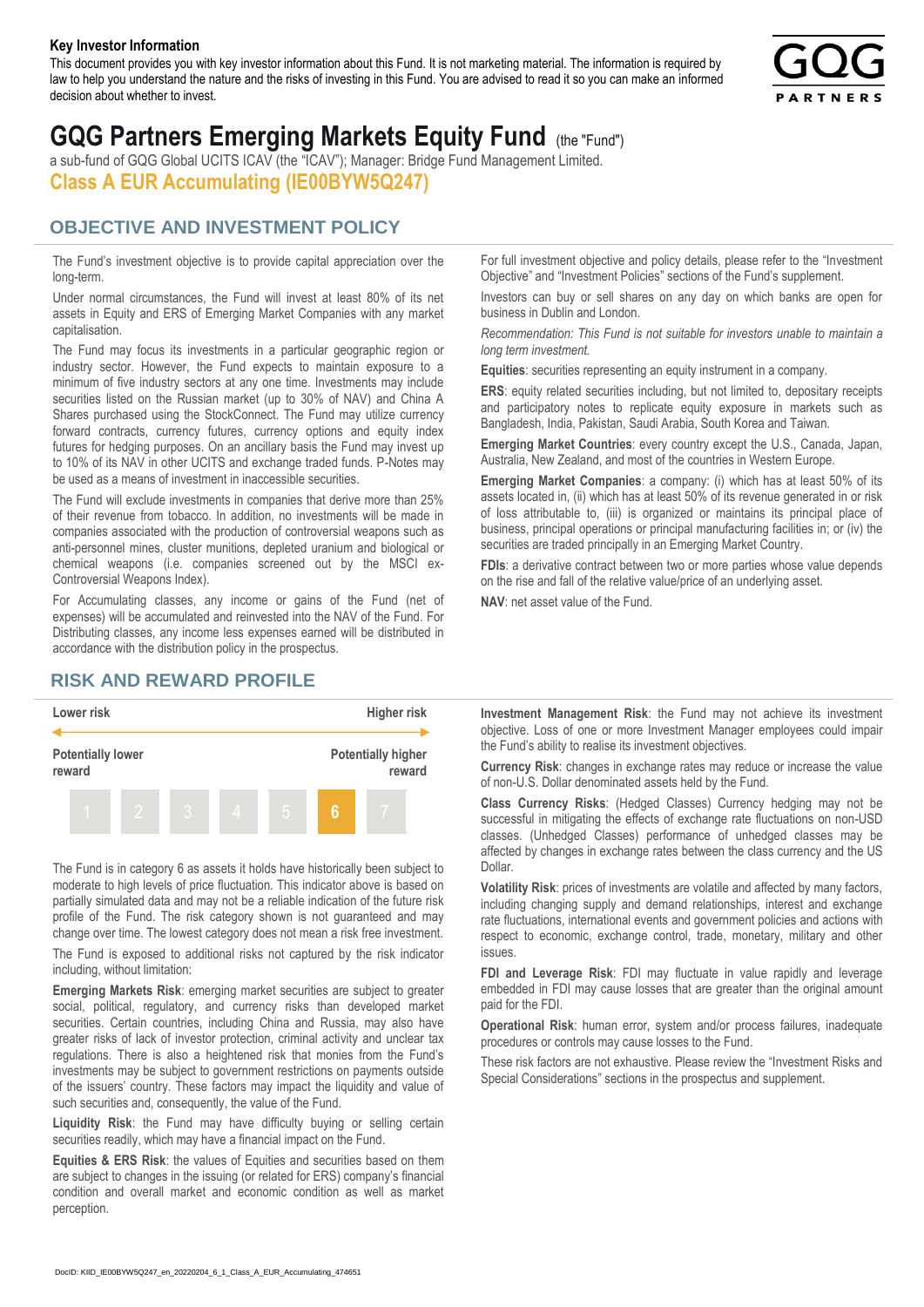**Key Investor Information**

This document provides you with key investor information about this Fund. It is not marketing material. The information is required by law to help you understand the nature and the risks of investing in this Fund. You are advised to read it so you can make an informed decision about whether to invest.

# GQG Partners Emerging Markets Equity Fund (the "Fund")

a sub-fund of GQG Global UCITS ICAV (the "ICAV"); Manager: Bridge Fund Management Limited.

## Class A EUR Accumulating (IE00BYW5Q247)

## OBJECTIVE AND INVESTMENT POLICY

The Fund's investment objective is to provide capital appreciation over the long-term.

Under normal circumstances, the Fund will invest at least 80% of its net assets in Equity and ERS of Emerging Market Companies with any market capitalisation.

The Fund may focus its investments in a particular geographic region or industry sector. However, the Fund expects to maintain exposure to a minimum of five industry sectors at any one time. Investments may include securities listed on the Russian market (up to 30% of NAV) and China A Shares purchased using the StockConnect. The Fund may utilize currency forward contracts, currency futures, currency options and equity index futures for hedging purposes. On an ancillary basis the Fund may invest up to 10% of its NAV in other UCITS and exchange traded funds. P-Notes may be used as a means of investment in inaccessible securities.

The Fund will exclude investments in companies that derive more than 25% of their revenue from tobacco. In addition, no investments will be made in companies associated with the production of controversial weapons such as anti-personnel mines, cluster munitions, depleted uranium and biological or chemical weapons (i.e. companies screened out by the MSCI ex-Controversial Weapons Index).

For Accumulating classes, any income or gains of the Fund (net of expenses) will be accumulated and reinvested into the NAV of the Fund. For Distributing classes, any income less expenses earned will be distributed in accordance with the distribution policy in the prospectus.

For full investment objective and policy details, please refer to the "Investment Objective" and "Investment Policies" sections of the Fund's supplement.

Investors can buy or sell shares on any day on which banks are open for business in Dublin and London.

*Recommendation: This Fund is not suitable for investors unable to maintain a long term investment.*

**Equities**: securities representing an equity instrument in a company.

**ERS**: equity related securities including, but not limited to, depositary receipts and participatory notes to replicate equity exposure in markets such as Bangladesh, India, Pakistan, Saudi Arabia, South Korea and Taiwan.

**Emerging Market Countries**: every country except the U.S., Canada, Japan, Australia, New Zealand, and most of the countries in Western Europe.

**Emerging Market Companies**: a company: (i) which has at least 50% of its assets located in, (ii) which has at least 50% of its revenue generated in or risk of loss attributable to, (iii) is organized or maintains its principal place of business, principal operations or principal manufacturing facilities in; or (iv) the securities are traded principally in an Emerging Market Country.

**FDIs**: a derivative contract between two or more parties whose value depends on the rise and fall of the relative value/price of an underlying asset.

**NAV**: net asset value of the Fund.

## RISK AND REWARD PROFILE

| Lower risk | | | | | | Higher risk |
|---|---|---|---|---|---|---|
| Potentially lower reward | | | | | | Potentially higher reward |
| 1 | 2 | 3 | 4 | 5 | **6** | 7 |

The Fund is in category 6 as assets it holds have historically been subject to moderate to high levels of price fluctuation. This indicator above is based on partially simulated data and may not be a reliable indication of the future risk profile of the Fund. The risk category shown is not guaranteed and may change over time. The lowest category does not mean a risk free investment.

The Fund is exposed to additional risks not captured by the risk indicator including, without limitation:

**Emerging Markets Risk**: emerging market securities are subject to greater social, political, regulatory, and currency risks than developed market securities. Certain countries, including China and Russia, may also have greater risks of lack of investor protection, criminal activity and unclear tax regulations. There is also a heightened risk that monies from the Fund's investments may be subject to government restrictions on payments outside of the issuers' country. These factors may impact the liquidity and value of such securities and, consequently, the value of the Fund.

**Liquidity Risk**: the Fund may have difficulty buying or selling certain securities readily, which may have a financial impact on the Fund.

**Equities & ERS Risk**: the values of Equities and securities based on them are subject to changes in the issuing (or related for ERS) company's financial condition and overall market and economic condition as well as market perception.

**Investment Management Risk**: the Fund may not achieve its investment objective. Loss of one or more Investment Manager employees could impair the Fund's ability to realise its investment objectives.

**Currency Risk**: changes in exchange rates may reduce or increase the value of non-U.S. Dollar denominated assets held by the Fund.

**Class Currency Risks**: (Hedged Classes) Currency hedging may not be successful in mitigating the effects of exchange rate fluctuations on non-USD classes. (Unhedged Classes) performance of unhedged classes may be affected by changes in exchange rates between the class currency and the US Dollar.

**Volatility Risk**: prices of investments are volatile and affected by many factors, including changing supply and demand relationships, interest and exchange rate fluctuations, international events and government policies and actions with respect to economic, exchange control, trade, monetary, military and other issues.

**FDI and Leverage Risk**: FDI may fluctuate in value rapidly and leverage embedded in FDI may cause losses that are greater than the original amount paid for the FDI.

**Operational Risk**: human error, system and/or process failures, inadequate procedures or controls may cause losses to the Fund.

These risk factors are not exhaustive. Please review the "Investment Risks and Special Considerations" sections in the prospectus and supplement.

DocID: KIID_IE00BYW5Q247_en_20220204_6_1_Class_A_EUR_Accumulating_474651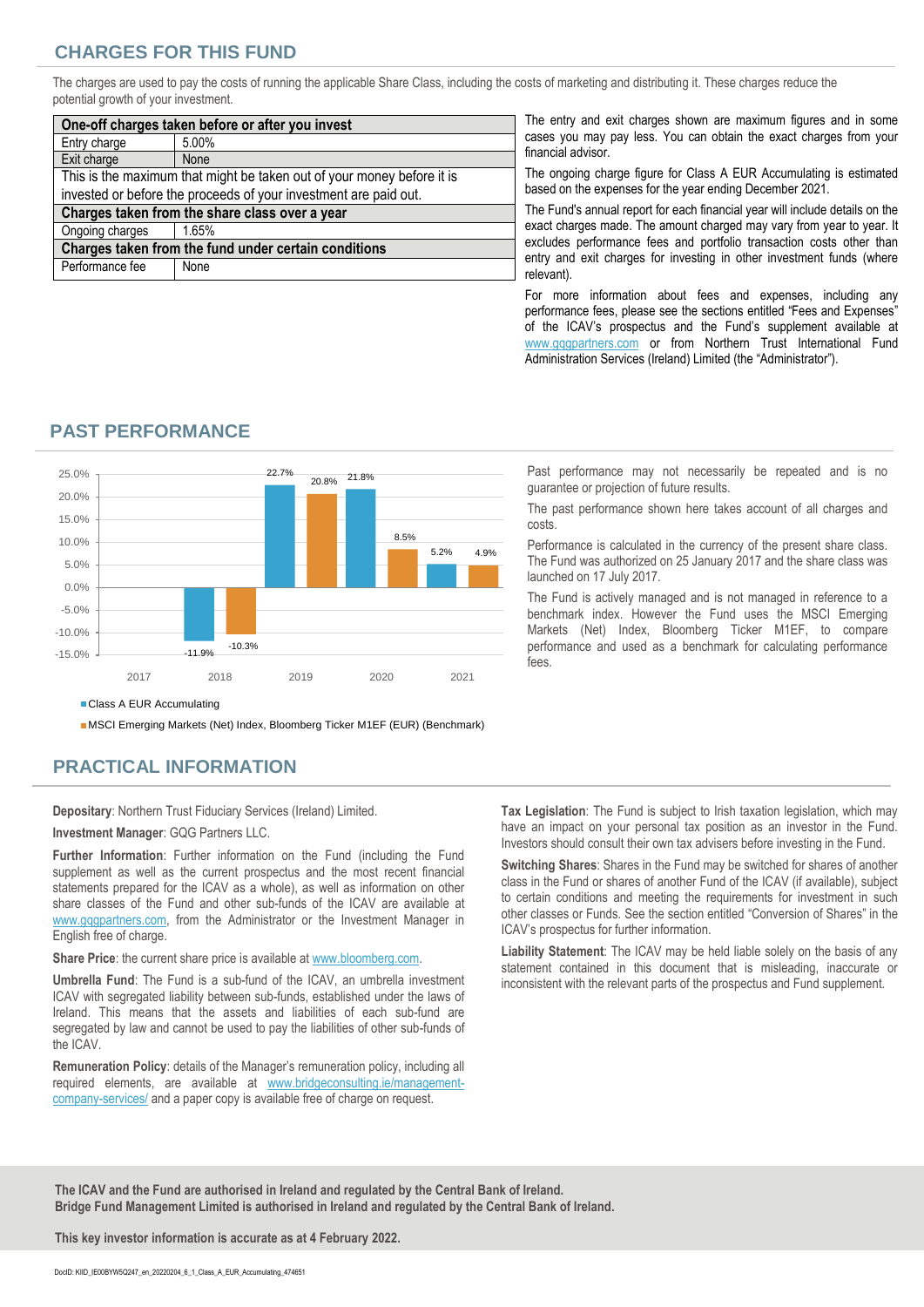## CHARGES FOR THIS FUND

The charges are used to pay the costs of running the applicable Share Class, including the costs of marketing and distributing it. These charges reduce the potential growth of your investment.

| One-off charges taken before or after you invest | |
|---|---|
| Entry charge | 5.00% |
| Exit charge | None |
| This is the maximum that might be taken out of your money before it is invested or before the proceeds of your investment are paid out. | |
| **Charges taken from the share class over a year** | |
| Ongoing charges | 1.65% |
| **Charges taken from the fund under certain conditions** | |
| Performance fee | None |

The entry and exit charges shown are maximum figures and in some cases you may pay less. You can obtain the exact charges from your financial advisor.

The ongoing charge figure for Class A EUR Accumulating is estimated based on the expenses for the year ending December 2021.

The Fund's annual report for each financial year will include details on the exact charges made. The amount charged may vary from year to year. It excludes performance fees and portfolio transaction costs other than entry and exit charges for investing in other investment funds (where relevant).

For more information about fees and expenses, including any performance fees, please see the sections entitled "Fees and Expenses" of the ICAV's prospectus and the Fund's supplement available at www.gqgpartners.com or from Northern Trust International Fund Administration Services (Ireland) Limited (the "Administrator").

## PAST PERFORMANCE

25.0%
20.0%
15.0%
10.0%
5.0%
0.0%
-5.0%
-10.0%
-15.0%

-11.9%
-10.3%
22.7%
20.8%
21.8%
8.5%
5.2%
4.9%

2017
2018
2019
2020
2021

Class A EUR Accumulating

MSCI Emerging Markets (Net) Index, Bloomberg Ticker M1EF (EUR) (Benchmark)

Past performance may not necessarily be repeated and is no guarantee or projection of future results.

The past performance shown here takes account of all charges and costs.

Performance is calculated in the currency of the present share class. The Fund was authorized on 25 January 2017 and the share class was launched on 17 July 2017.

The Fund is actively managed and is not managed in reference to a benchmark index. However the Fund uses the MSCI Emerging Markets (Net) Index, Bloomberg Ticker M1EF, to compare performance and used as a benchmark for calculating performance fees.

## PRACTICAL INFORMATION

**Depositary**: Northern Trust Fiduciary Services (Ireland) Limited.

**Investment Manager**: GQG Partners LLC.

**Further Information**: Further information on the Fund (including the Fund supplement as well as the current prospectus and the most recent financial statements prepared for the ICAV as a whole), as well as information on other share classes of the Fund and other sub-funds of the ICAV are available at www.gqgpartners.com, from the Administrator or the Investment Manager in English free of charge.

**Share Price**: the current share price is available at www.bloomberg.com.

**Umbrella Fund**: The Fund is a sub-fund of the ICAV, an umbrella investment ICAV with segregated liability between sub-funds, established under the laws of Ireland. This means that the assets and liabilities of each sub-fund are segregated by law and cannot be used to pay the liabilities of other sub-funds of the ICAV.

**Remuneration Policy**: details of the Manager's remuneration policy, including all required elements, are available at www.bridgeconsulting.ie/management-company-services/ and a paper copy is available free of charge on request.

**Tax Legislation**: The Fund is subject to Irish taxation legislation, which may have an impact on your personal tax position as an investor in the Fund. Investors should consult their own tax advisers before investing in the Fund.

**Switching Shares**: Shares in the Fund may be switched for shares of another class in the Fund or shares of another Fund of the ICAV (if available), subject to certain conditions and meeting the requirements for investment in such other classes or Funds. See the section entitled "Conversion of Shares" in the ICAV's prospectus for further information.

**Liability Statement**: The ICAV may be held liable solely on the basis of any statement contained in this document that is misleading, inaccurate or inconsistent with the relevant parts of the prospectus and Fund supplement.

**The ICAV and the Fund are authorised in Ireland and regulated by the Central Bank of Ireland.**
**Bridge Fund Management Limited is authorised in Ireland and regulated by the Central Bank of Ireland.**

**This key investor information is accurate as at 4 February 2022.**

DocID: KIID_IE00BYW5Q247_en_20220204_6_1_Class_A_EUR_Accumulating_474651